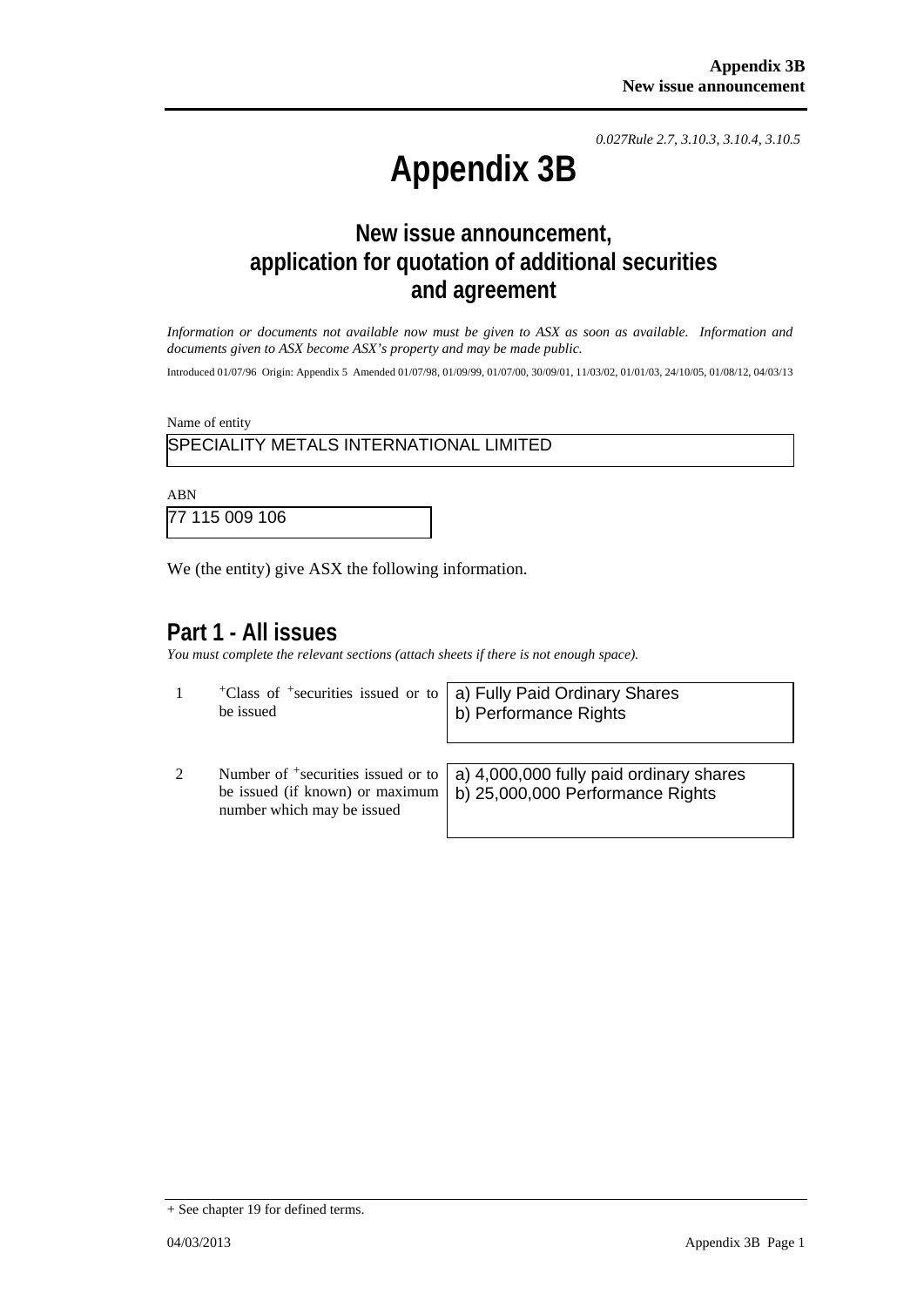*0.027Rule 2.7, 3.10.3, 3.10.4, 3.10.5*

# Appendix 3B

## New issue announcement, application for quotation of additional securities and agreement

*Information or documents not available now must be given to ASX as soon as available. Information and documents given to ASX become ASX's property and may be made public.*

Introduced 01/07/96 Origin: Appendix 5 Amended 01/07/98, 01/09/99, 01/07/00, 30/09/01, 11/03/02, 01/01/03, 24/10/05, 01/08/12, 04/03/13

Name of entity

SPECIALITY METALS INTERNATIONAL LIMITED

ABN

77 115 009 106

We (the entity) give ASX the following information.

## Part 1 - All issues

*You must complete the relevant sections (attach sheets if there is not enough space).*

| | | |
|---|---|---|
| 1 | +Class of +securities issued or to be issued | a) Fully Paid Ordinary Shares<br>b) Performance Rights |
| 2 | Number of +securities issued or to be issued (if known) or maximum number which may be issued | a) 4,000,000 fully paid ordinary shares<br>b) 25,000,000 Performance Rights |

+ See chapter 19 for defined terms.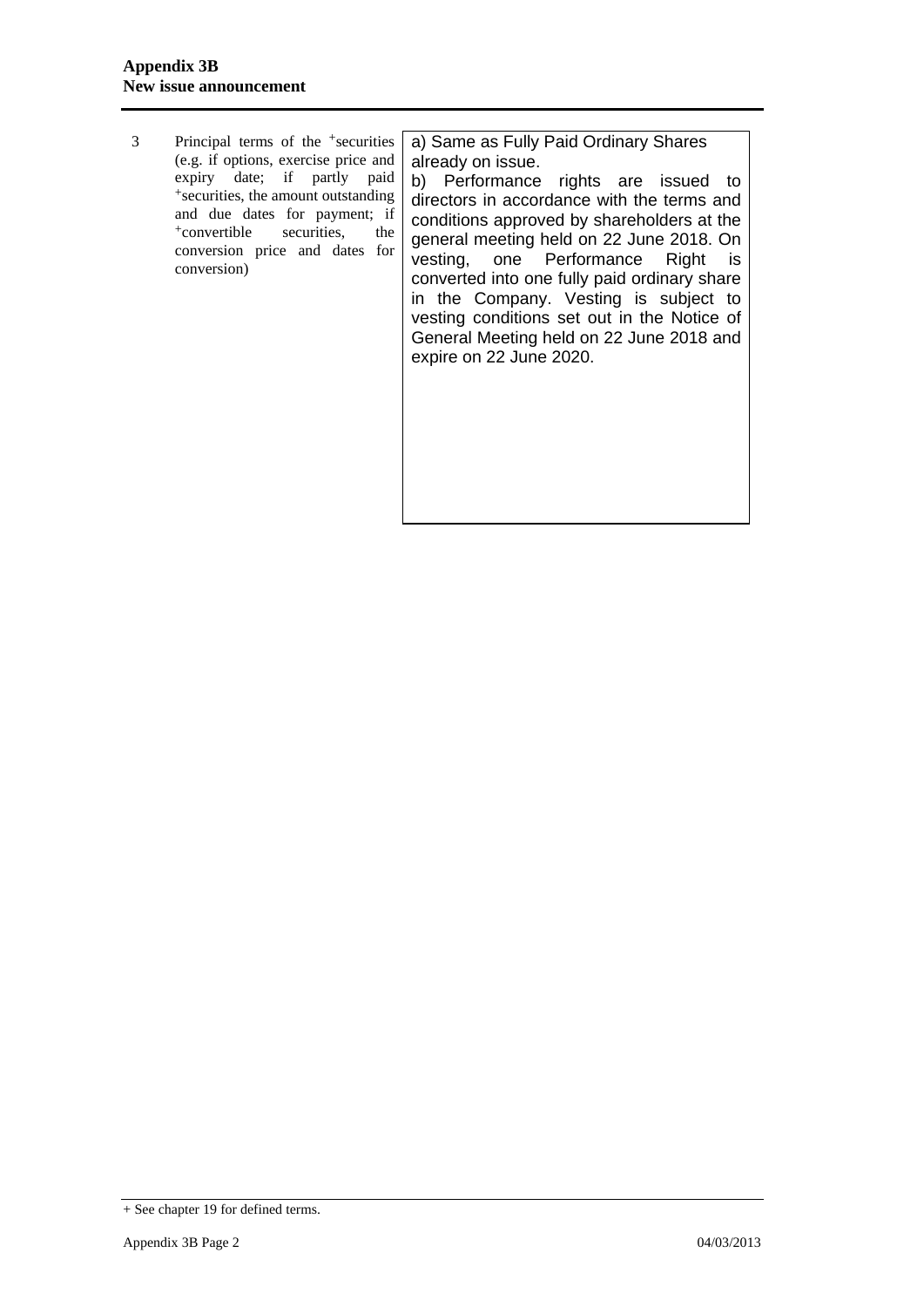| | | |
|---|---|---|
| 3 | Principal terms of the +securities (e.g. if options, exercise price and expiry date; if partly paid +securities, the amount outstanding and due dates for payment; if +convertible securities, the conversion price and dates for conversion) | a) Same as Fully Paid Ordinary Shares already on issue.<br>b) Performance rights are issued to directors in accordance with the terms and conditions approved by shareholders at the general meeting held on 22 June 2018. On vesting, one Performance Right is converted into one fully paid ordinary share in the Company. Vesting is subject to vesting conditions set out in the Notice of General Meeting held on 22 June 2018 and expire on 22 June 2020. |

+ See chapter 19 for defined terms.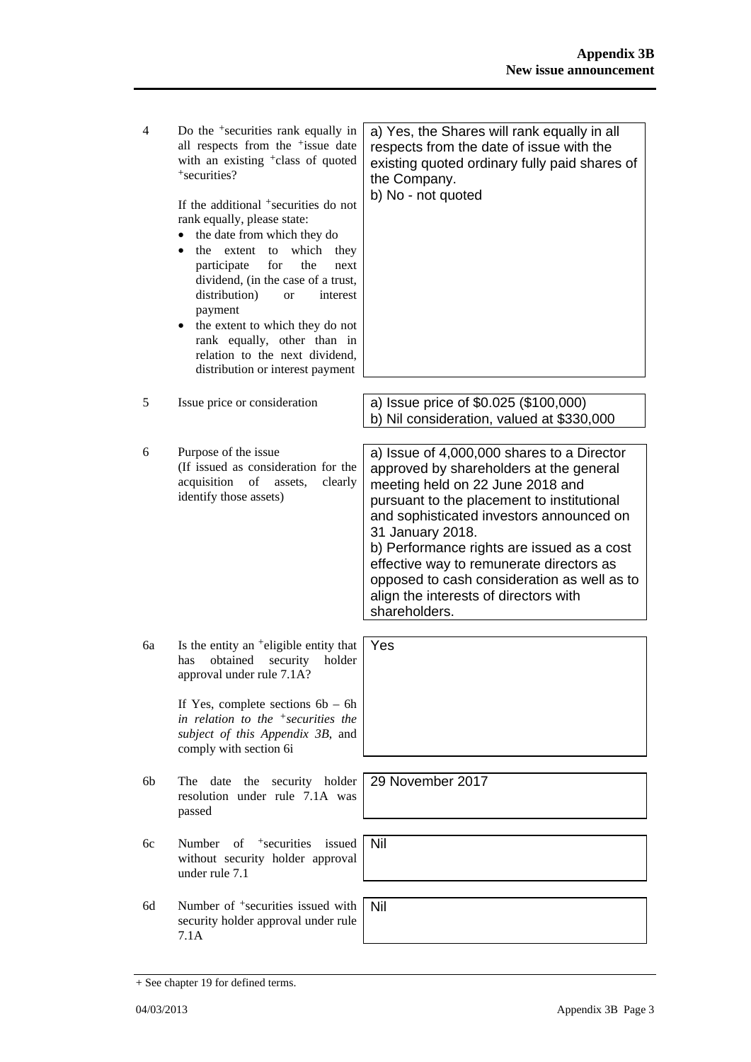| | | |
|---|---|---|
| 4 | Do the +securities rank equally in all respects from the +issue date with an existing +class of quoted +securities?<br><br>If the additional +securities do not rank equally, please state:<br>• the date from which they do<br>• the extent to which they participate for the next dividend, (in the case of a trust, distribution) or interest payment<br>• the extent to which they do not rank equally, other than in relation to the next dividend, distribution or interest payment | a) Yes, the Shares will rank equally in all respects from the date of issue with the existing quoted ordinary fully paid shares of the Company.<br>b) No - not quoted |
| 5 | Issue price or consideration | a) Issue price of $0.025 ($100,000)<br>b) Nil consideration, valued at $330,000 |
| 6 | Purpose of the issue<br>(If issued as consideration for the acquisition of assets, clearly identify those assets) | a) Issue of 4,000,000 shares to a Director approved by shareholders at the general meeting held on 22 June 2018 and pursuant to the placement to institutional and sophisticated investors announced on 31 January 2018.<br>b) Performance rights are issued as a cost effective way to remunerate directors as opposed to cash consideration as well as to align the interests of directors with shareholders. |
| 6a | Is the entity an +eligible entity that has obtained security holder approval under rule 7.1A?<br><br>If Yes, complete sections 6b – 6h *in relation to the +securities the subject of this Appendix 3B*, and comply with section 6i | Yes |
| 6b | The date the security holder resolution under rule 7.1A was passed | 29 November 2017 |
| 6c | Number of +securities issued without security holder approval under rule 7.1 | Nil |
| 6d | Number of +securities issued with security holder approval under rule 7.1A | Nil |

+ See chapter 19 for defined terms.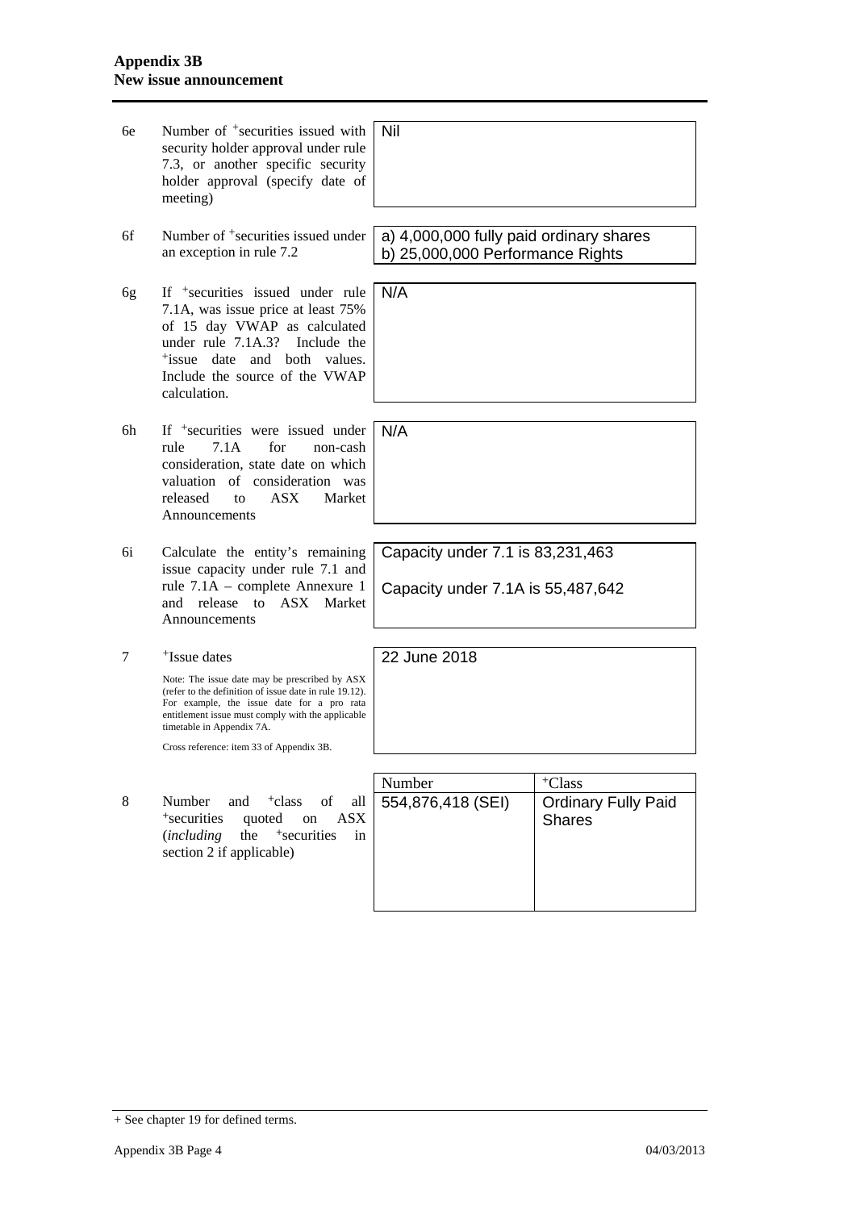| | | |
|---|---|---|
| 6e | Number of +securities issued with security holder approval under rule 7.3, or another specific security holder approval (specify date of meeting) | Nil |
| 6f | Number of +securities issued under an exception in rule 7.2 | a) 4,000,000 fully paid ordinary shares<br>b) 25,000,000 Performance Rights |
| 6g | If +securities issued under rule 7.1A, was issue price at least 75% of 15 day VWAP as calculated under rule 7.1A.3? Include the +issue date and both values. Include the source of the VWAP calculation. | N/A |
| 6h | If +securities were issued under rule 7.1A for non-cash consideration, state date on which valuation of consideration was released to ASX Market Announcements | N/A |
| 6i | Calculate the entity's remaining issue capacity under rule 7.1 and rule 7.1A – complete Annexure 1 and release to ASX Market Announcements | Capacity under 7.1 is 83,231,463<br><br>Capacity under 7.1A is 55,487,642 |
| 7 | +Issue dates<br><br>Note: The issue date may be prescribed by ASX (refer to the definition of issue date in rule 19.12). For example, the issue date for a pro rata entitlement issue must comply with the applicable timetable in Appendix 7A.<br><br>Cross reference: item 33 of Appendix 3B. | 22 June 2018 |

| | | Number | +Class |
|---|---|---|---|
| 8 | Number and +class of all +securities quoted on ASX (*including* the +securities in section 2 if applicable) | 554,876,418 (SEI) | Ordinary Fully Paid Shares |

+ See chapter 19 for defined terms.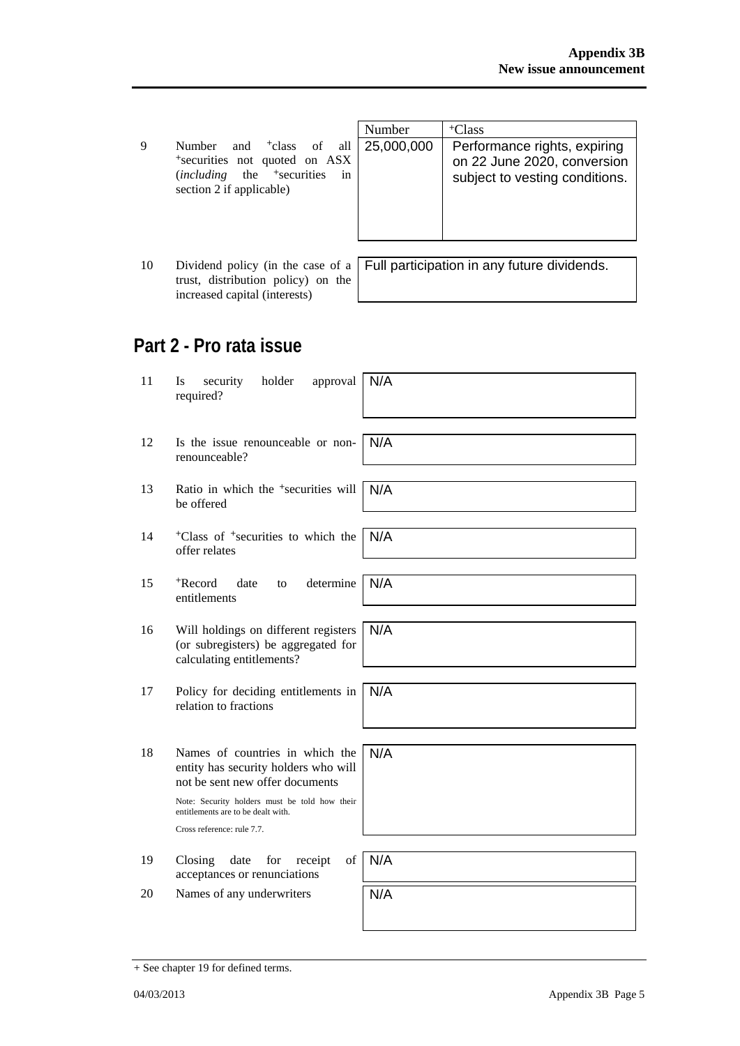| | | Number | +Class |
|---|---|---|---|
| 9 | Number and +class of all +securities not quoted on ASX (*including* the +securities in section 2 if applicable) | 25,000,000 | Performance rights, expiring on 22 June 2020, conversion subject to vesting conditions. |

| | | |
|---|---|---|
| 10 | Dividend policy (in the case of a trust, distribution policy) on the increased capital (interests) | Full participation in any future dividends. |

## Part 2 - Pro rata issue

| | | |
|---|---|---|
| 11 | Is security holder approval required? | N/A |
| 12 | Is the issue renounceable or non-renounceable? | N/A |
| 13 | Ratio in which the +securities will be offered | N/A |
| 14 | +Class of +securities to which the offer relates | N/A |
| 15 | +Record date to determine entitlements | N/A |
| 16 | Will holdings on different registers (or subregisters) be aggregated for calculating entitlements? | N/A |
| 17 | Policy for deciding entitlements in relation to fractions | N/A |
| 18 | Names of countries in which the entity has security holders who will not be sent new offer documents<br><br>Note: Security holders must be told how their entitlements are to be dealt with.<br><br>Cross reference: rule 7.7. | N/A |
| 19 | Closing date for receipt of acceptances or renunciations | N/A |
| 20 | Names of any underwriters | N/A |

+ See chapter 19 for defined terms.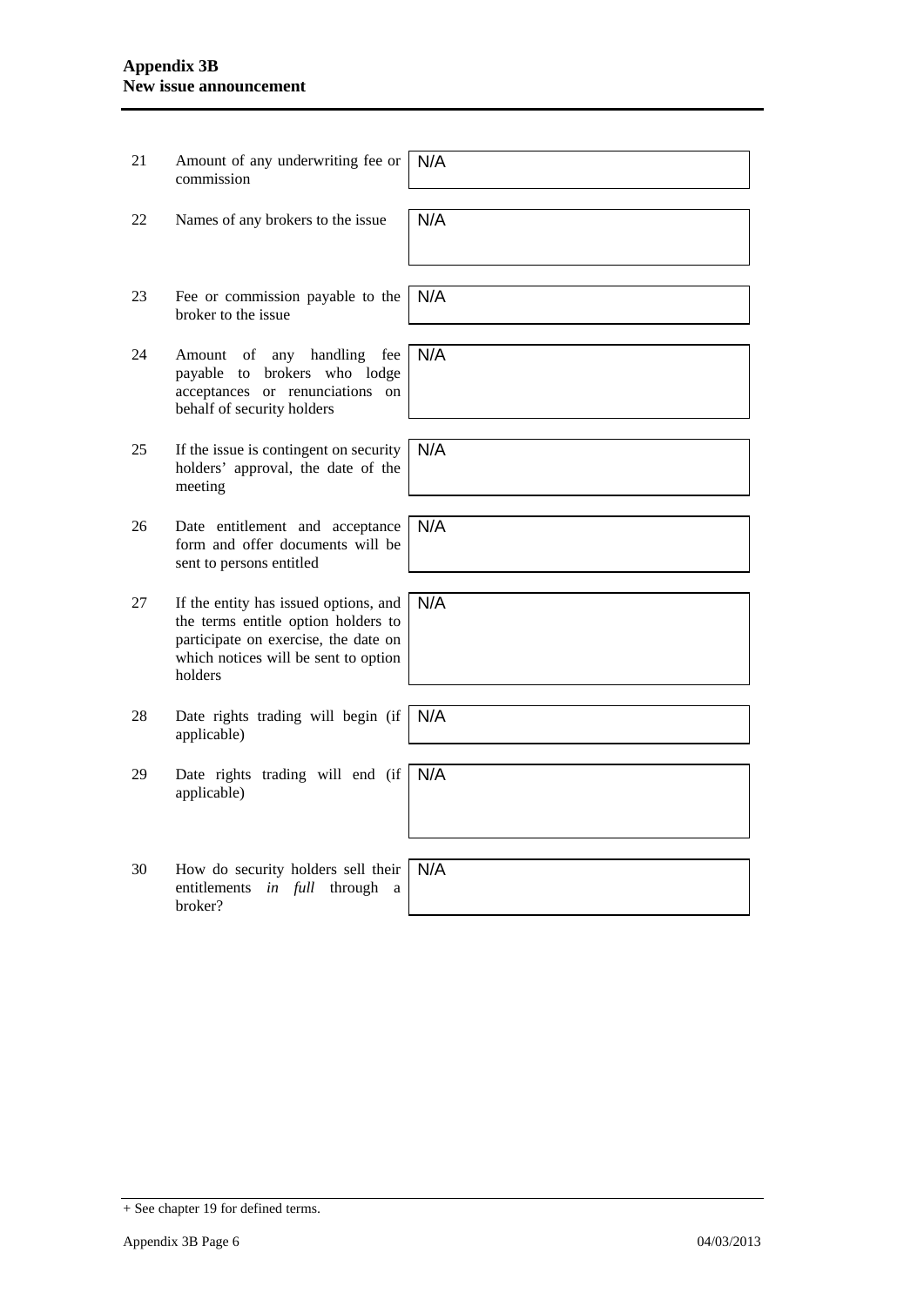| | | |
|---|---|---|
| 21 | Amount of any underwriting fee or commission | N/A |
| 22 | Names of any brokers to the issue | N/A |
| 23 | Fee or commission payable to the broker to the issue | N/A |
| 24 | Amount of any handling fee payable to brokers who lodge acceptances or renunciations on behalf of security holders | N/A |
| 25 | If the issue is contingent on security holders' approval, the date of the meeting | N/A |
| 26 | Date entitlement and acceptance form and offer documents will be sent to persons entitled | N/A |
| 27 | If the entity has issued options, and the terms entitle option holders to participate on exercise, the date on which notices will be sent to option holders | N/A |
| 28 | Date rights trading will begin (if applicable) | N/A |
| 29 | Date rights trading will end (if applicable) | N/A |
| 30 | How do security holders sell their entitlements *in full* through a broker? | N/A |

+ See chapter 19 for defined terms.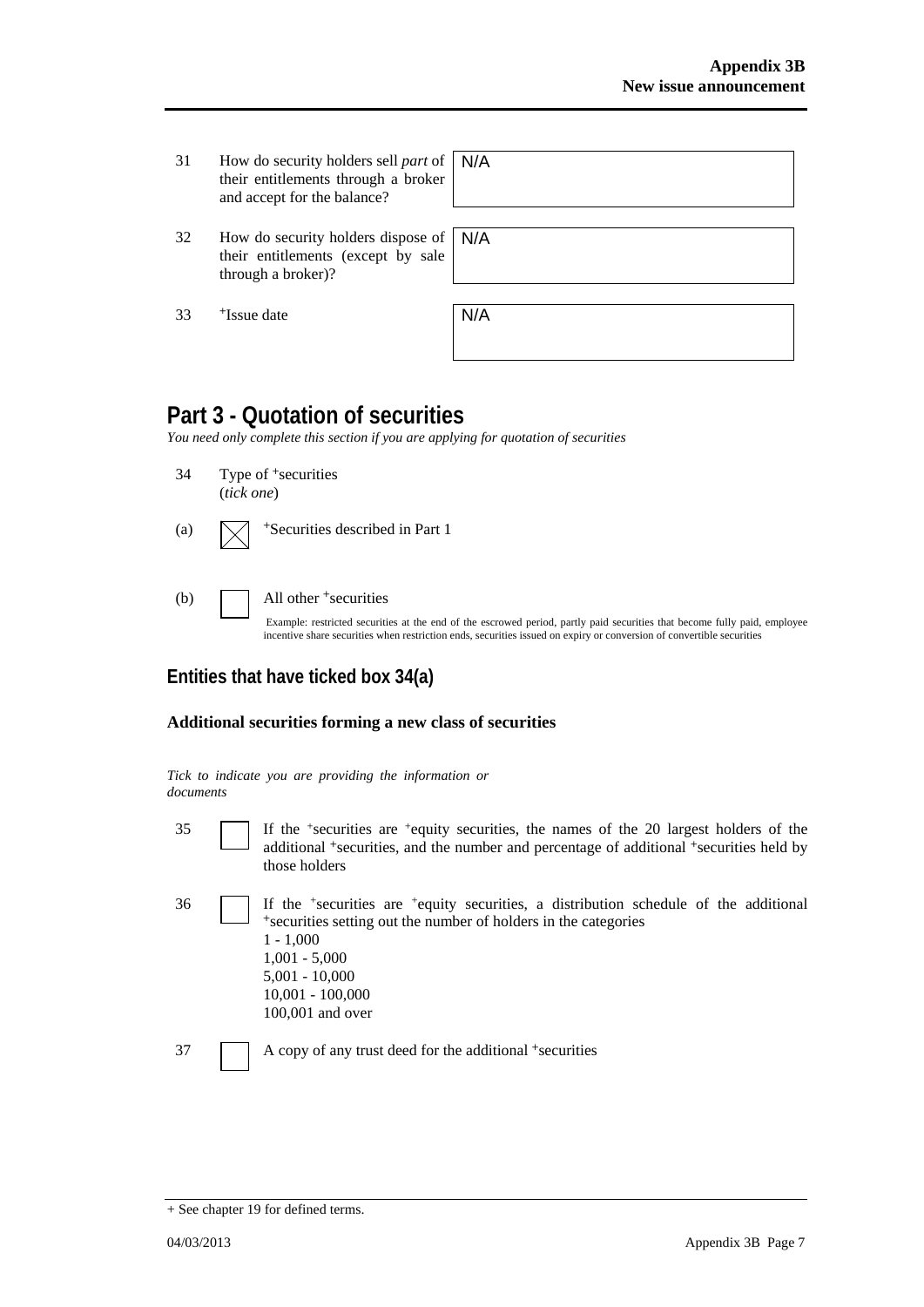| | | |
|---|---|---|
| 31 | How do security holders sell *part* of their entitlements through a broker and accept for the balance? | N/A |
| 32 | How do security holders dispose of their entitlements (except by sale through a broker)? | N/A |
| 33 | +Issue date | N/A |

# Part 3 - Quotation of securities

*You need only complete this section if you are applying for quotation of securities*

34 Type of +securities
(*tick one*)

(a) ☒ +Securities described in Part 1

(b) ☐ All other +securities

Example: restricted securities at the end of the escrowed period, partly paid securities that become fully paid, employee incentive share securities when restriction ends, securities issued on expiry or conversion of convertible securities

## Entities that have ticked box 34(a)

### Additional securities forming a new class of securities

*Tick to indicate you are providing the information or documents*

35 ☐ If the +securities are +equity securities, the names of the 20 largest holders of the additional +securities, and the number and percentage of additional +securities held by those holders

36 ☐ If the +securities are +equity securities, a distribution schedule of the additional +securities setting out the number of holders in the categories
1 - 1,000
1,001 - 5,000
5,001 - 10,000
10,001 - 100,000
100,001 and over

37 ☐ A copy of any trust deed for the additional +securities

+ See chapter 19 for defined terms.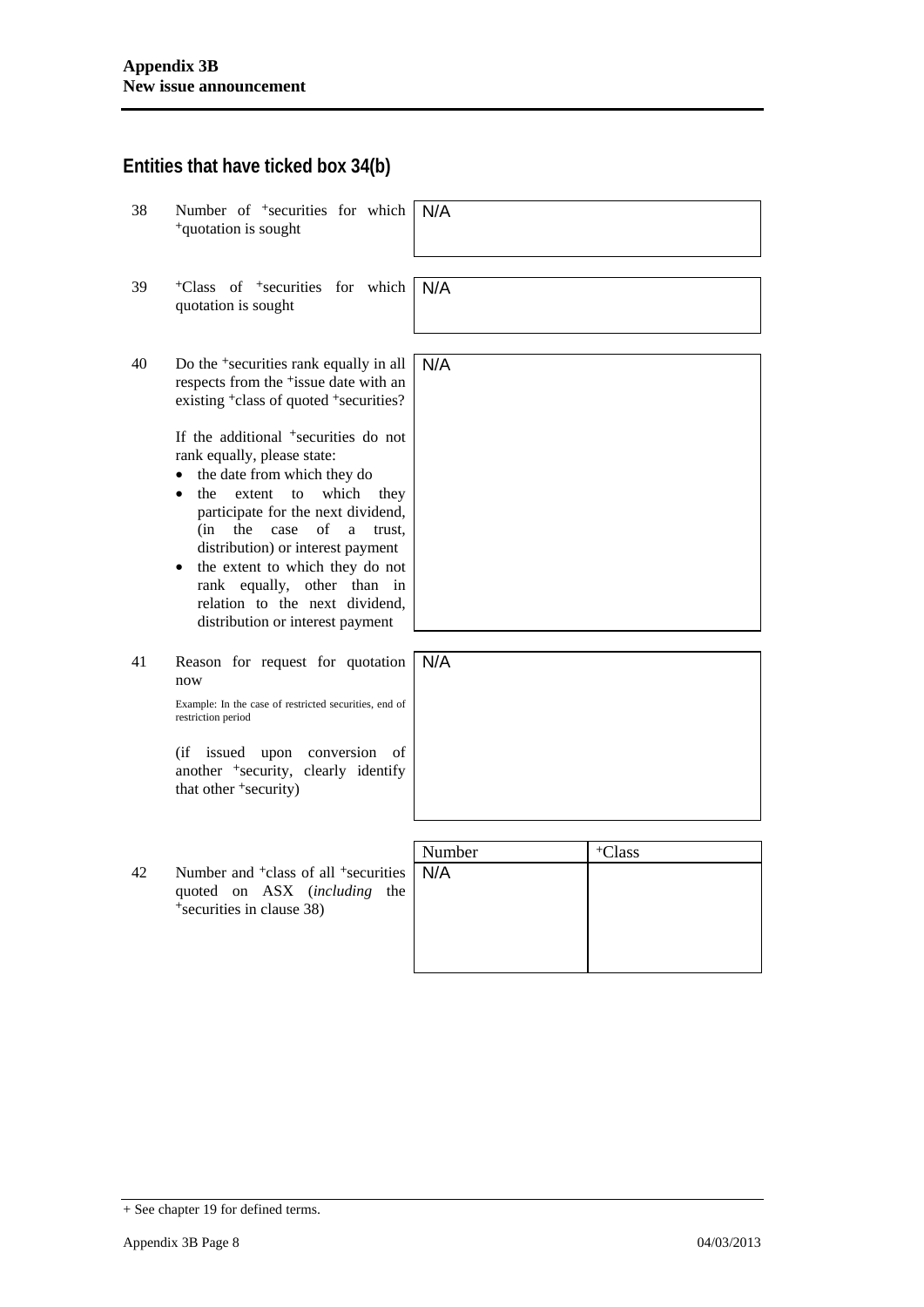## Entities that have ticked box 34(b)

| | | |
|---|---|---|
| 38 | Number of +securities for which +quotation is sought | N/A |
| 39 | +Class of +securities for which quotation is sought | N/A |
| 40 | Do the +securities rank equally in all respects from the +issue date with an existing +class of quoted +securities?<br><br>If the additional +securities do not rank equally, please state:<br>• the date from which they do<br>• the extent to which they participate for the next dividend, (in the case of a trust, distribution) or interest payment<br>• the extent to which they do not rank equally, other than in relation to the next dividend, distribution or interest payment | N/A |
| 41 | Reason for request for quotation now<br><br>Example: In the case of restricted securities, end of restriction period<br><br>(if issued upon conversion of another +security, clearly identify that other +security) | N/A |

| | | Number | +Class |
|---|---|---|---|
| 42 | Number and +class of all +securities quoted on ASX (*including* the +securities in clause 38) | N/A | |

+ See chapter 19 for defined terms.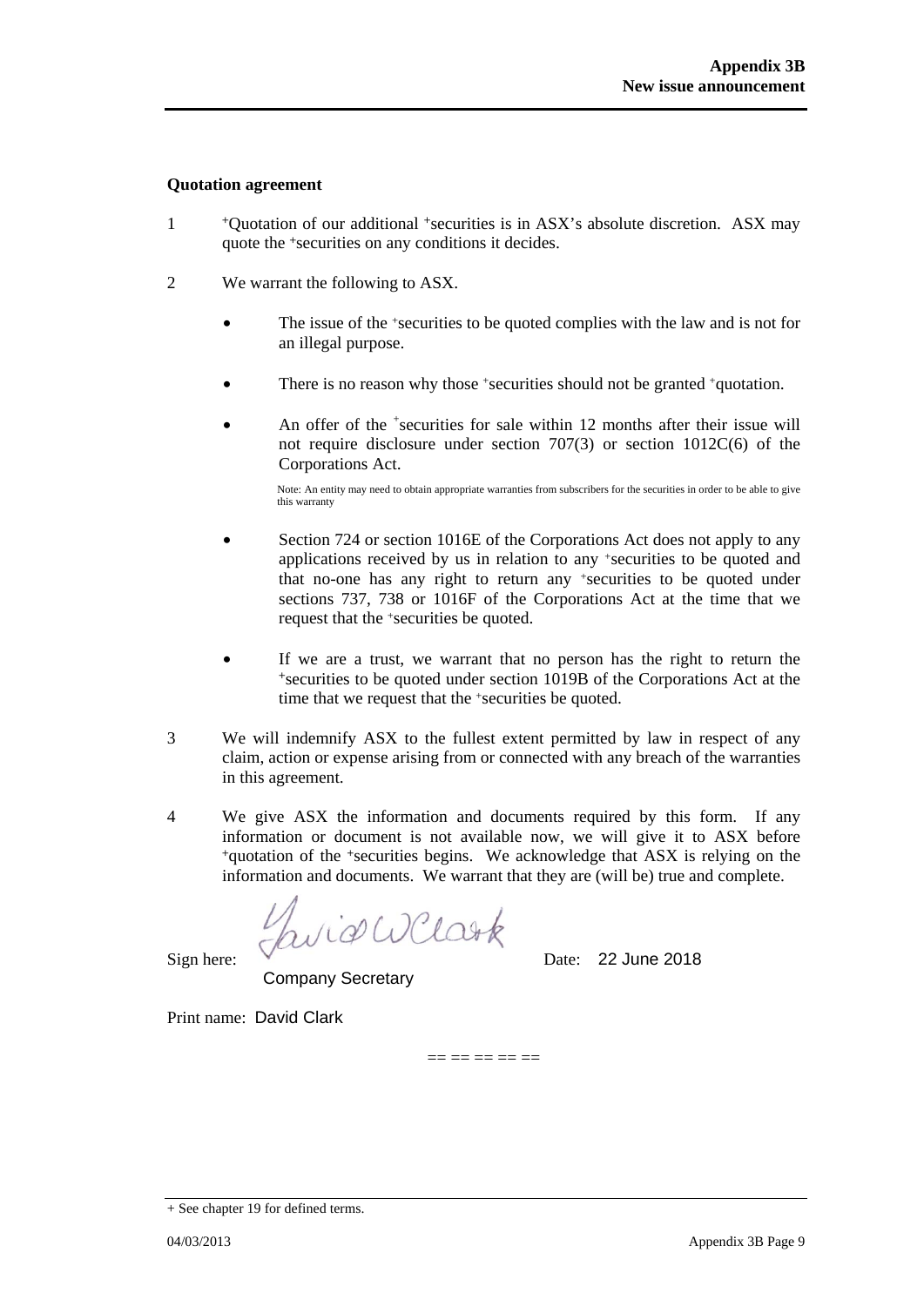**Quotation agreement**

1 +Quotation of our additional +securities is in ASX's absolute discretion. ASX may quote the +securities on any conditions it decides.

2 We warrant the following to ASX.

- The issue of the +securities to be quoted complies with the law and is not for an illegal purpose.

- There is no reason why those +securities should not be granted +quotation.

- An offer of the +securities for sale within 12 months after their issue will not require disclosure under section 707(3) or section 1012C(6) of the Corporations Act.

  Note: An entity may need to obtain appropriate warranties from subscribers for the securities in order to be able to give this warranty

- Section 724 or section 1016E of the Corporations Act does not apply to any applications received by us in relation to any +securities to be quoted and that no-one has any right to return any +securities to be quoted under sections 737, 738 or 1016F of the Corporations Act at the time that we request that the +securities be quoted.

- If we are a trust, we warrant that no person has the right to return the +securities to be quoted under section 1019B of the Corporations Act at the time that we request that the +securities be quoted.

3 We will indemnify ASX to the fullest extent permitted by law in respect of any claim, action or expense arising from or connected with any breach of the warranties in this agreement.

4 We give ASX the information and documents required by this form. If any information or document is not available now, we will give it to ASX before +quotation of the +securities begins. We acknowledge that ASX is relying on the information and documents. We warrant that they are (will be) true and complete.

Sign here: David W Clark Date: 22 June 2018

Company Secretary

Print name: David Clark

== == == == ==

+ See chapter 19 for defined terms.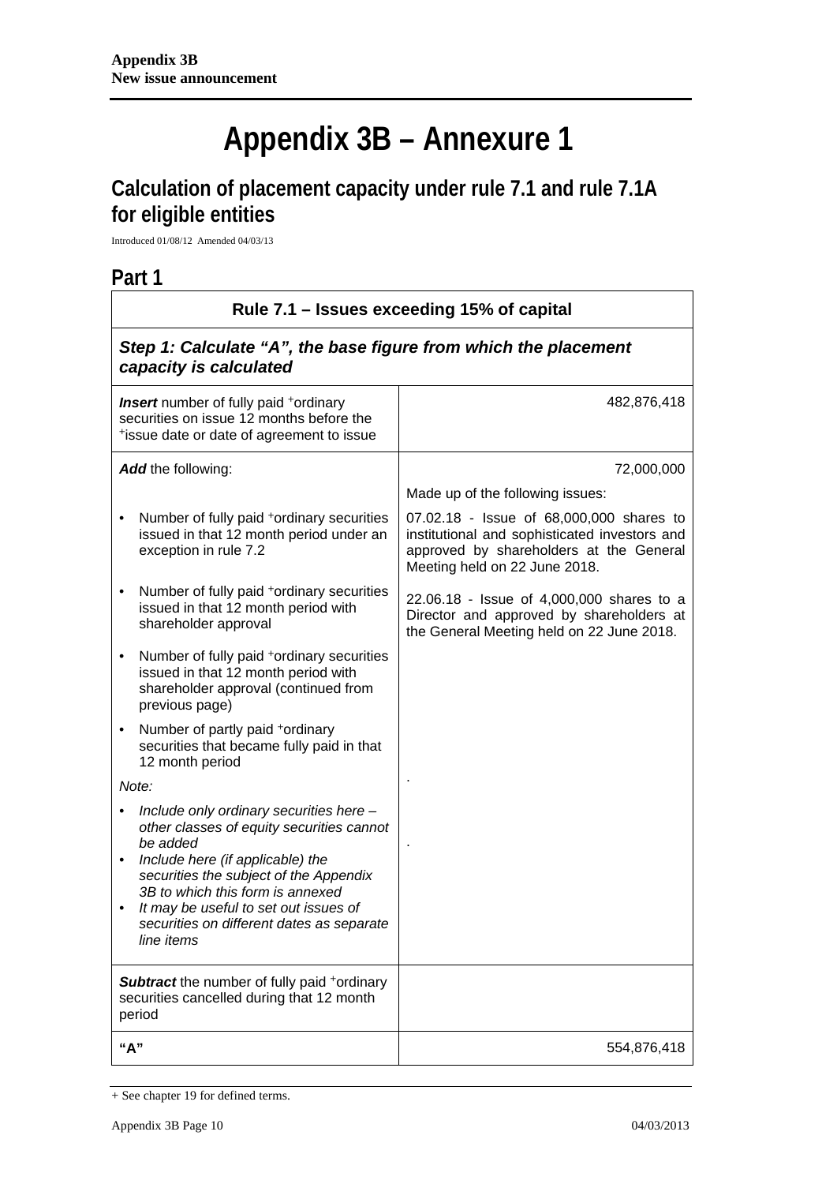# Appendix 3B – Annexure 1

## Calculation of placement capacity under rule 7.1 and rule 7.1A for eligible entities

Introduced 01/08/12 Amended 04/03/13

## Part 1

| Rule 7.1 – Issues exceeding 15% of capital | |
|---|---|
| ***Step 1: Calculate "A", the base figure from which the placement capacity is calculated*** | |
| ***Insert*** number of fully paid +ordinary securities on issue 12 months before the +issue date or date of agreement to issue | 482,876,418 |
| ***Add*** the following:<br>• Number of fully paid +ordinary securities issued in that 12 month period under an exception in rule 7.2<br>• Number of fully paid +ordinary securities issued in that 12 month period with shareholder approval<br>• Number of fully paid +ordinary securities issued in that 12 month period with shareholder approval (continued from previous page)<br>• Number of partly paid +ordinary securities that became fully paid in that 12 month period<br>*Note:*<br>• *Include only ordinary securities here – other classes of equity securities cannot be added*<br>• *Include here (if applicable) the securities the subject of the Appendix 3B to which this form is annexed*<br>• *It may be useful to set out issues of securities on different dates as separate line items* | 72,000,000<br>Made up of the following issues:<br>07.02.18 - Issue of 68,000,000 shares to institutional and sophisticated investors and approved by shareholders at the General Meeting held on 22 June 2018.<br>22.06.18 - Issue of 4,000,000 shares to a Director and approved by shareholders at the General Meeting held on 22 June 2018.<br>.<br>. |
| ***Subtract*** the number of fully paid +ordinary securities cancelled during that 12 month period | |
| **"A"** | 554,876,418 |

+ See chapter 19 for defined terms.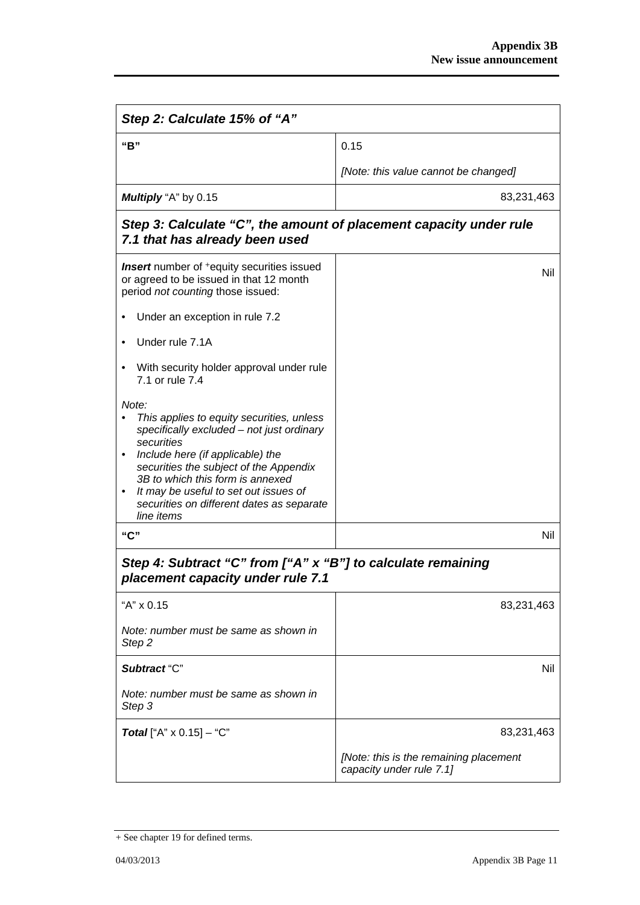| ***Step 2: Calculate 15% of "A"*** | |
|---|---|
| **"B"** | 0.15<br><br>*[Note: this value cannot be changed]* |
| ***Multiply*** "A" by 0.15 | 83,231,463 |
| ***Step 3: Calculate "C", the amount of placement capacity under rule 7.1 that has already been used*** | |
| ***Insert*** number of +equity securities issued or agreed to be issued in that 12 month period *not counting* those issued:<br><br>• Under an exception in rule 7.2<br><br>• Under rule 7.1A<br><br>• With security holder approval under rule 7.1 or rule 7.4<br><br>*Note:*<br>• *This applies to equity securities, unless specifically excluded – not just ordinary securities*<br>• *Include here (if applicable) the securities the subject of the Appendix 3B to which this form is annexed*<br>• *It may be useful to set out issues of securities on different dates as separate line items* | Nil |
| **"C"** | Nil |
| ***Step 4: Subtract "C" from ["A" x "B"] to calculate remaining placement capacity under rule 7.1*** | |
| "A" x 0.15<br><br>*Note: number must be same as shown in Step 2* | 83,231,463 |
| ***Subtract*** "C"<br><br>*Note: number must be same as shown in Step 3* | Nil |
| ***Total*** ["A" x 0.15] – "C" | 83,231,463<br><br>*[Note: this is the remaining placement capacity under rule 7.1]* |

+ See chapter 19 for defined terms.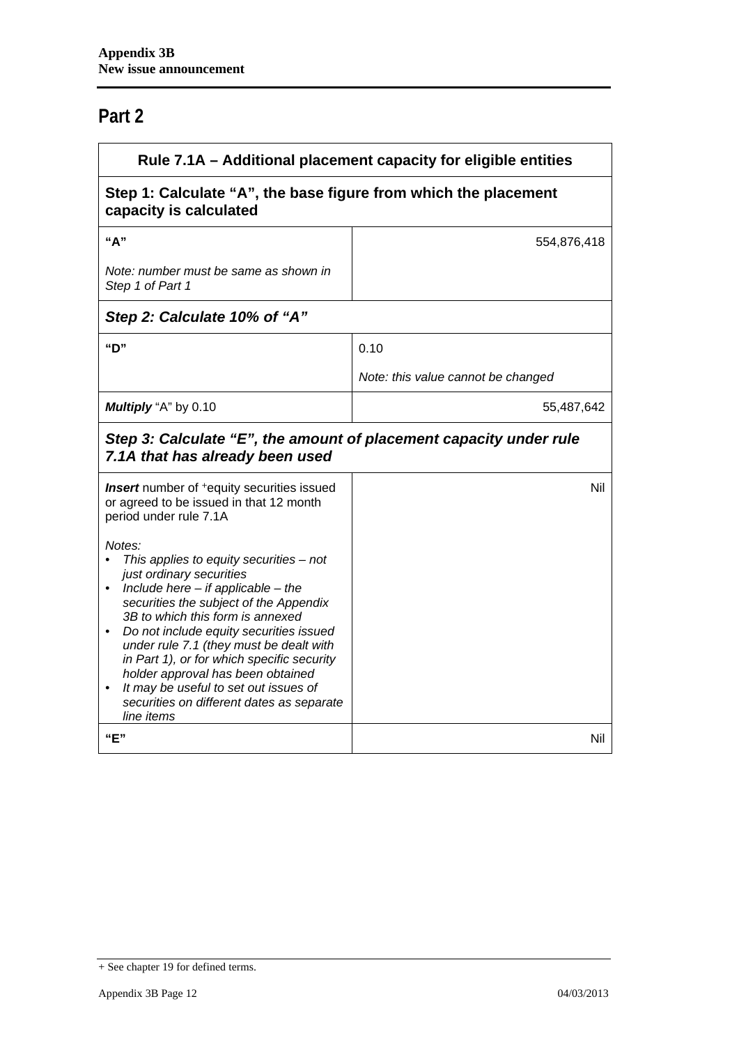## Part 2

| Rule 7.1A – Additional placement capacity for eligible entities | |
|---|---|
| **Step 1: Calculate "A", the base figure from which the placement capacity is calculated** | |
| **"A"**<br><br>*Note: number must be same as shown in Step 1 of Part 1* | 554,876,418 |
| ***Step 2: Calculate 10% of "A"*** | |
| **"D"** | 0.10<br><br>*Note: this value cannot be changed* |
| ***Multiply*** "A" by 0.10 | 55,487,642 |
| ***Step 3: Calculate "E", the amount of placement capacity under rule 7.1A that has already been used*** | |
| ***Insert*** number of +equity securities issued or agreed to be issued in that 12 month period under rule 7.1A<br><br>*Notes:*<br>• *This applies to equity securities – not just ordinary securities*<br>• *Include here – if applicable – the securities the subject of the Appendix 3B to which this form is annexed*<br>• *Do not include equity securities issued under rule 7.1 (they must be dealt with in Part 1), or for which specific security holder approval has been obtained*<br>• *It may be useful to set out issues of securities on different dates as separate line items* | Nil |
| **"E"** | Nil |

+ See chapter 19 for defined terms.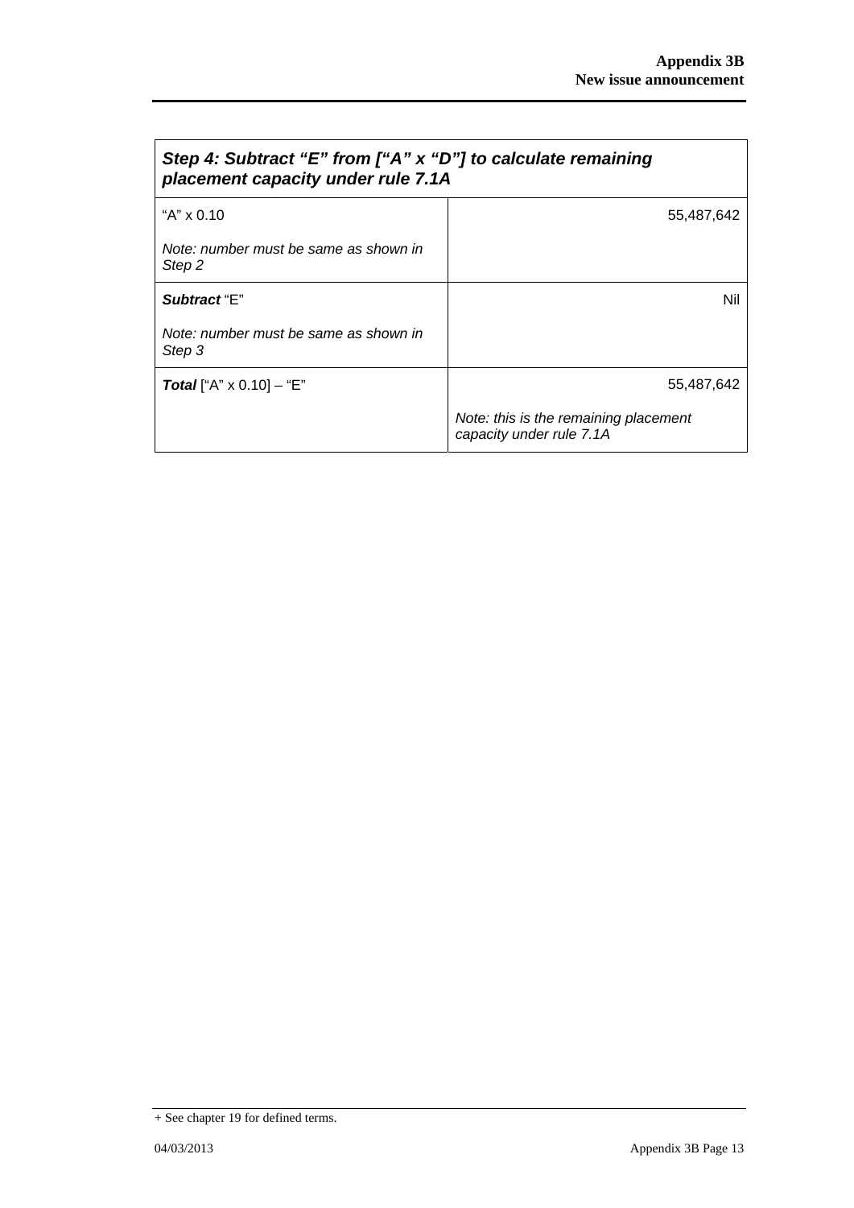| Step 4: Subtract "E" from ["A" x "D"] to calculate remaining placement capacity under rule 7.1A | |
|---|---|
| "A" x 0.10<br><br>*Note: number must be same as shown in Step 2* | 55,487,642 |
| ***Subtract*** "E"<br><br>*Note: number must be same as shown in Step 3* | Nil |
| ***Total*** ["A" x 0.10] – "E" | 55,487,642<br><br>*Note: this is the remaining placement capacity under rule 7.1A* |

+ See chapter 19 for defined terms.